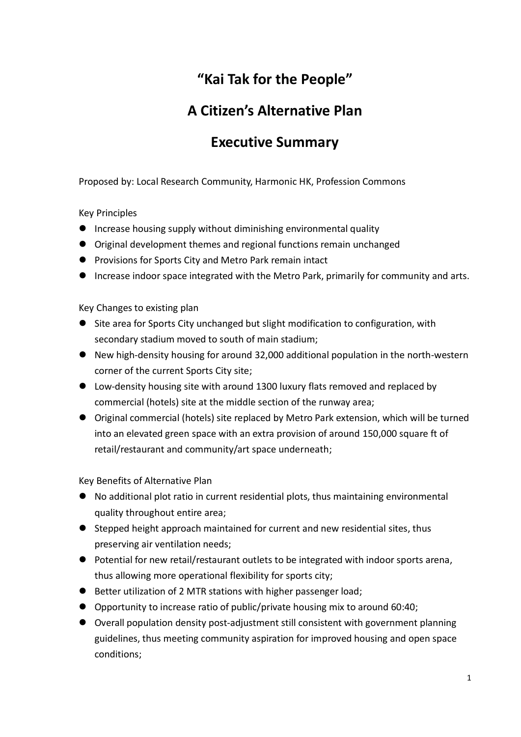# "Kai Tak for the People"

# A Citizen's Alternative Plan

# Executive Summary

Proposed by: Local Research Community, Harmonic HK, Profession Commons

Key Principles

- Increase housing supply without diminishing environmental quality
- Original development themes and regional functions remain unchanged
- Provisions for Sports City and Metro Park remain intact
- Increase indoor space integrated with the Metro Park, primarily for community and arts.

Key Changes to existing plan

- Site area for Sports City unchanged but slight modification to configuration, with secondary stadium moved to south of main stadium;
- New high-density housing for around 32,000 additional population in the north-western corner of the current Sports City site;
- Low-density housing site with around 1300 luxury flats removed and replaced by commercial (hotels) site at the middle section of the runway area;
- Original commercial (hotels) site replaced by Metro Park extension, which will be turned into an elevated green space with an extra provision of around 150,000 square ft of retail/restaurant and community/art space underneath;

Key Benefits of Alternative Plan

- No additional plot ratio in current residential plots, thus maintaining environmental quality throughout entire area;
- Stepped height approach maintained for current and new residential sites, thus preserving air ventilation needs;
- Potential for new retail/restaurant outlets to be integrated with indoor sports arena, thus allowing more operational flexibility for sports city;
- Better utilization of 2 MTR stations with higher passenger load;
- Opportunity to increase ratio of public/private housing mix to around 60:40;
- Overall population density post-adjustment still consistent with government planning guidelines, thus meeting community aspiration for improved housing and open space conditions;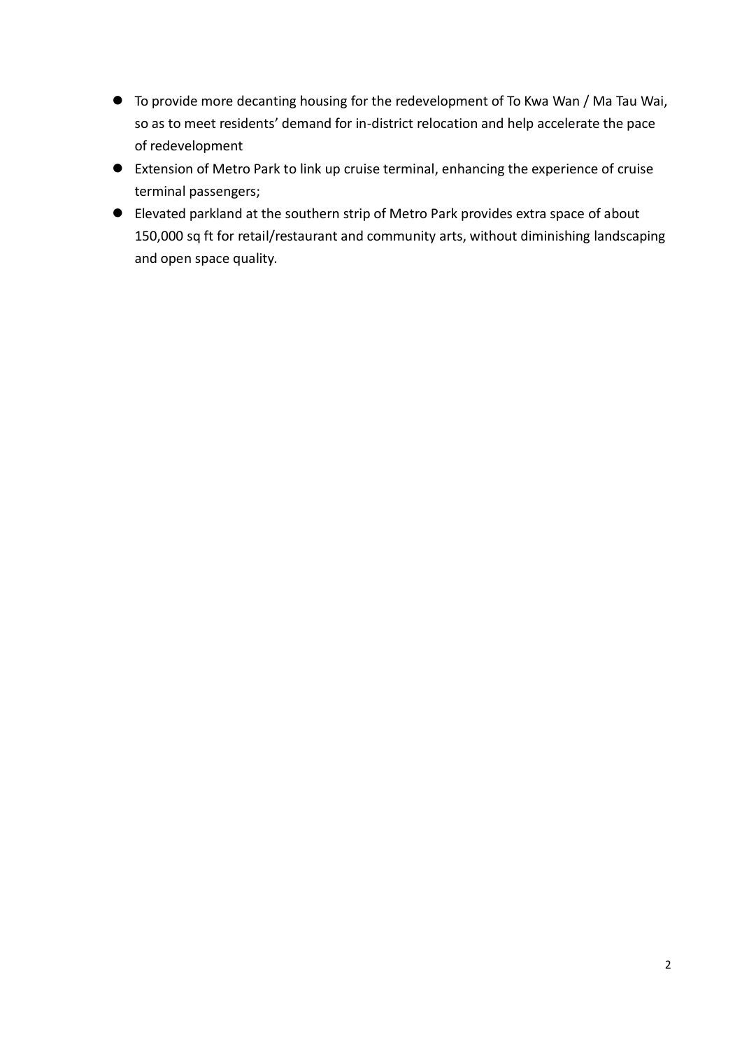- To provide more decanting housing for the redevelopment of To Kwa Wan / Ma Tau Wai, so as to meet residents' demand for in-district relocation and help accelerate the pace of redevelopment
- Extension of Metro Park to link up cruise terminal, enhancing the experience of cruise terminal passengers;
- Elevated parkland at the southern strip of Metro Park provides extra space of about 150,000 sq ft for retail/restaurant and community arts, without diminishing landscaping and open space quality.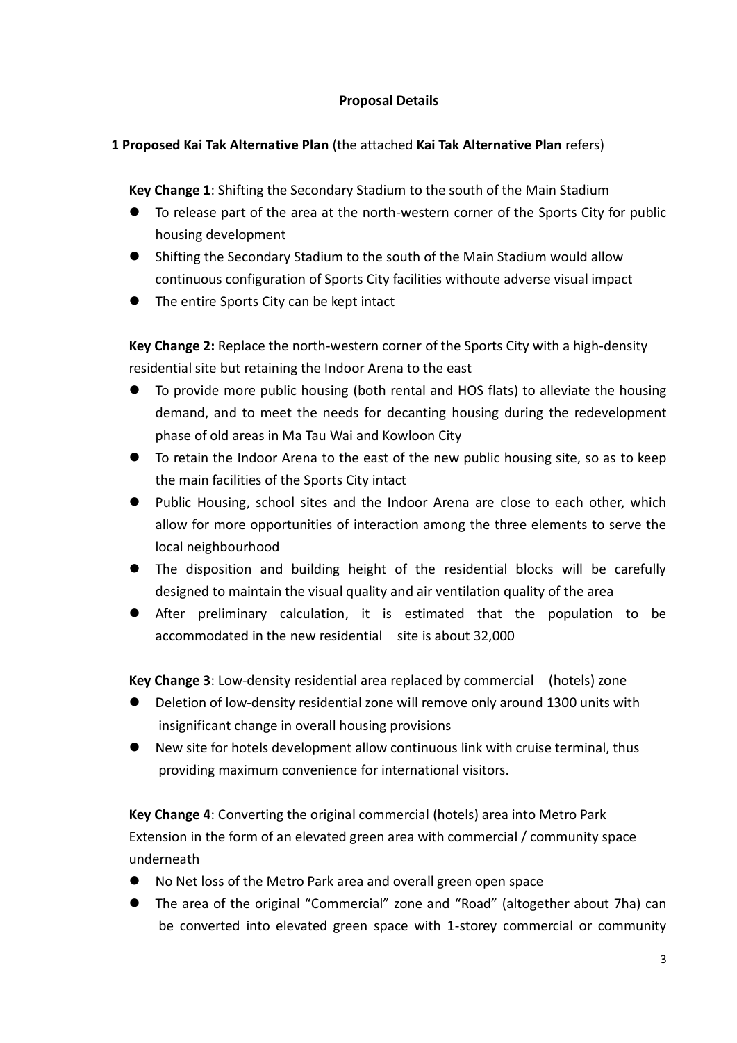## Proposal Details

**1 Proposed Kai Tak Alternative Plan** (the attached **Kai Tak Alternative Plan** refers)

**Key Change 1**: Shifting the Secondary Stadium to the south of the Main Stadium

- To release part of the area at the north-western corner of the Sports City for public housing development
- Shifting the Secondary Stadium to the south of the Main Stadium would allow continuous configuration of Sports City facilities withoute adverse visual impact
- The entire Sports City can be kept intact

**Key Change 2:** Replace the north-western corner of the Sports City with a high-density residential site but retaining the Indoor Arena to the east

- To provide more public housing (both rental and HOS flats) to alleviate the housing demand, and to meet the needs for decanting housing during the redevelopment phase of old areas in Ma Tau Wai and Kowloon City
- To retain the Indoor Arena to the east of the new public housing site, so as to keep the main facilities of the Sports City intact
- Public Housing, school sites and the Indoor Arena are close to each other, which allow for more opportunities of interaction among the three elements to serve the local neighbourhood
- The disposition and building height of the residential blocks will be carefully designed to maintain the visual quality and air ventilation quality of the area
- After preliminary calculation, it is estimated that the population to be accommodated in the new residential site is about 32,000

**Key Change 3**: Low-density residential area replaced by commercial (hotels) zone

- Deletion of low-density residential zone will remove only around 1300 units with insignificant change in overall housing provisions
- New site for hotels development allow continuous link with cruise terminal, thus providing maximum convenience for international visitors.

**Key Change 4**: Converting the original commercial (hotels) area into Metro Park Extension in the form of an elevated green area with commercial / community space underneath

- No Net loss of the Metro Park area and overall green open space
- The area of the original "Commercial" zone and "Road" (altogether about 7ha) can be converted into elevated green space with 1-storey commercial or community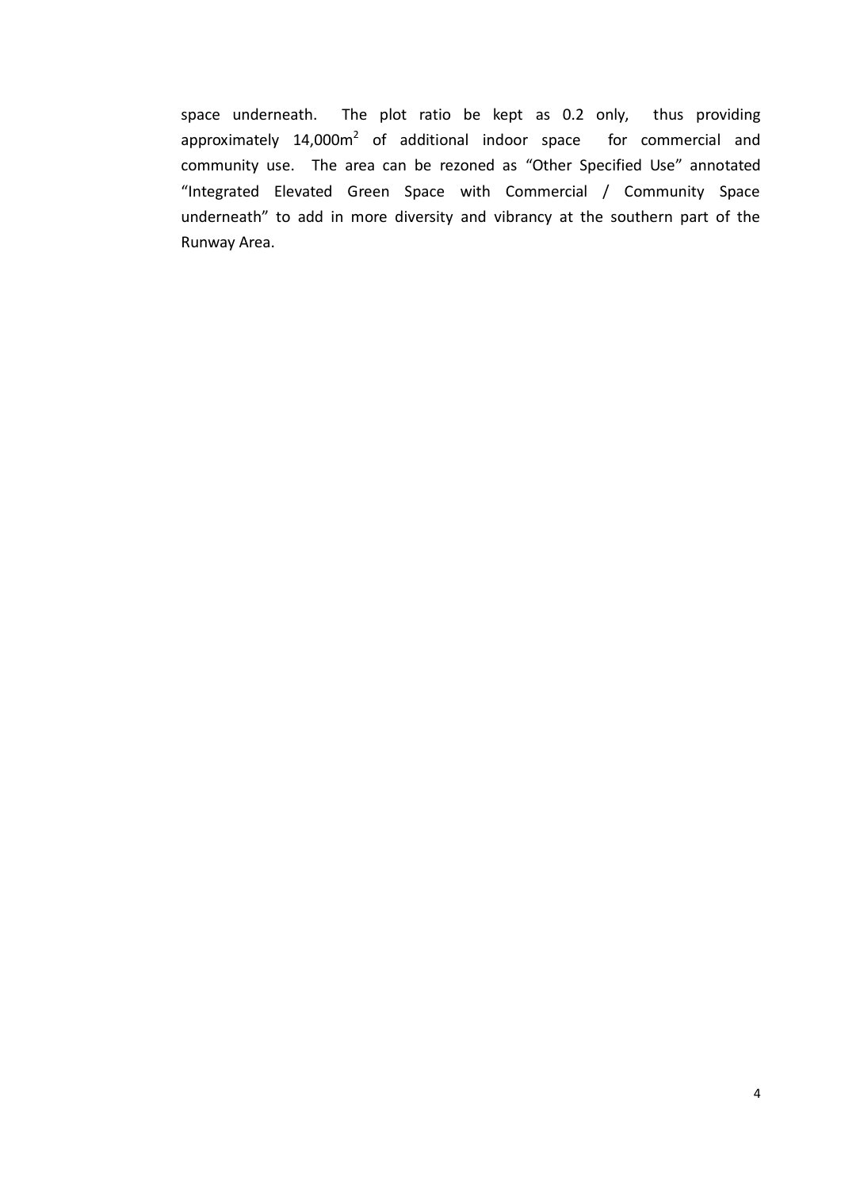space underneath. The plot ratio be kept as 0.2 only, thus providing approximately 14,000m$^2$ of additional indoor space for commercial and community use. The area can be rezoned as “Other Specified Use” annotated “Integrated Elevated Green Space with Commercial / Community Space underneath” to add in more diversity and vibrancy at the southern part of the Runway Area.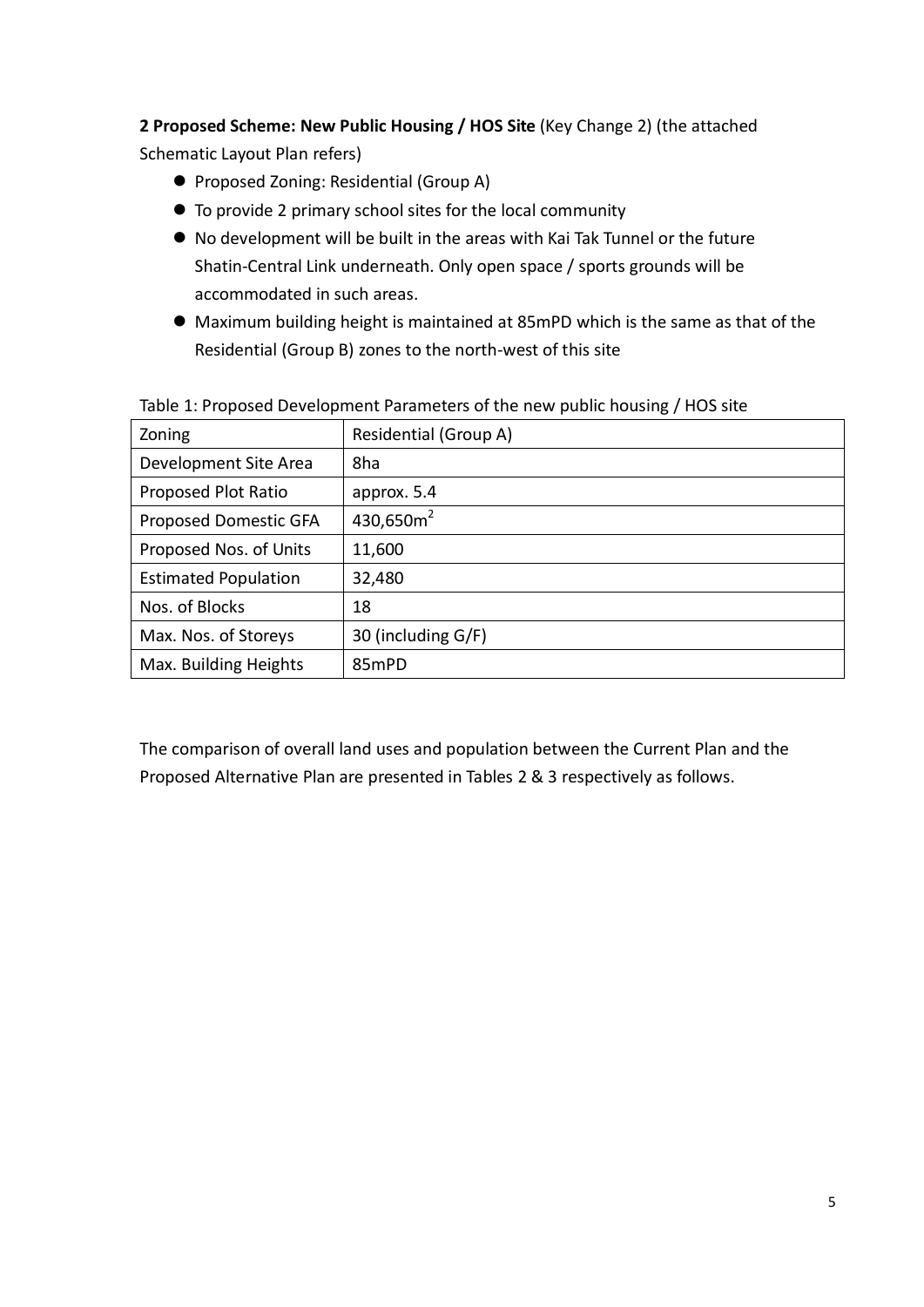**2 Proposed Scheme: New Public Housing / HOS Site** (Key Change 2) (the attached Schematic Layout Plan refers)

- Proposed Zoning: Residential (Group A)
- To provide 2 primary school sites for the local community
- No development will be built in the areas with Kai Tak Tunnel or the future Shatin-Central Link underneath. Only open space / sports grounds will be accommodated in such areas.
- Maximum building height is maintained at 85mPD which is the same as that of the Residential (Group B) zones to the north-west of this site

Table 1: Proposed Development Parameters of the new public housing / HOS site

| Zoning | Residential (Group A) |
|---|---|
| Development Site Area | 8ha |
| Proposed Plot Ratio | approx. 5.4 |
| Proposed Domestic GFA | 430,650$m^2$ |
| Proposed Nos. of Units | 11,600 |
| Estimated Population | 32,480 |
| Nos. of Blocks | 18 |
| Max. Nos. of Storeys | 30 (including G/F) |
| Max. Building Heights | 85mPD |

The comparison of overall land uses and population between the Current Plan and the Proposed Alternative Plan are presented in Tables 2 & 3 respectively as follows.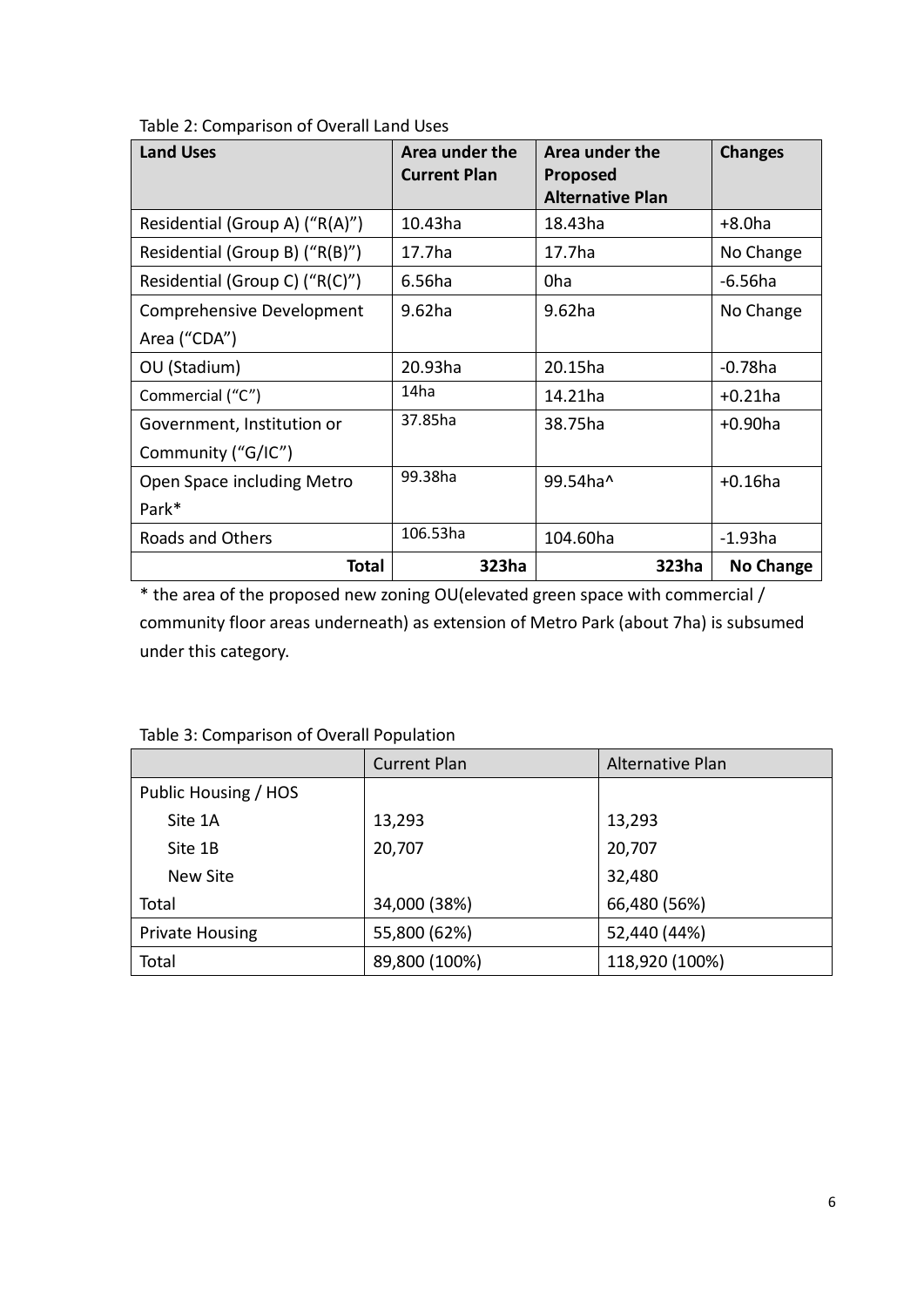Table 2: Comparison of Overall Land Uses

| **Land Uses** | **Area under the Current Plan** | **Area under the Proposed Alternative Plan** | **Changes** |
|---|---|---|---|
| Residential (Group A) (“R(A)”) | 10.43ha | 18.43ha | +8.0ha |
| Residential (Group B) (“R(B)”) | 17.7ha | 17.7ha | No Change |
| Residential (Group C) (“R(C)”) | 6.56ha | 0ha | -6.56ha |
| Comprehensive Development Area (“CDA”) | 9.62ha | 9.62ha | No Change |
| OU (Stadium) | 20.93ha | 20.15ha | -0.78ha |
| Commercial (“C”) | 14ha | 14.21ha | +0.21ha |
| Government, Institution or Community (“G/IC”) | 37.85ha | 38.75ha | +0.90ha |
| Open Space including Metro Park* | 99.38ha | 99.54ha^ | +0.16ha |
| Roads and Others | 106.53ha | 104.60ha | -1.93ha |
| **Total** | **323ha** | **323ha** | **No Change** |

* the area of the proposed new zoning OU(elevated green space with commercial / community floor areas underneath) as extension of Metro Park (about 7ha) is subsumed under this category.

Table 3: Comparison of Overall Population

| | Current Plan | Alternative Plan |
|---|---|---|
| Public Housing / HOS | | |
| Site 1A | 13,293 | 13,293 |
| Site 1B | 20,707 | 20,707 |
| New Site | | 32,480 |
| Total | 34,000 (38%) | 66,480 (56%) |
| Private Housing | 55,800 (62%) | 52,440 (44%) |
| Total | 89,800 (100%) | 118,920 (100%) |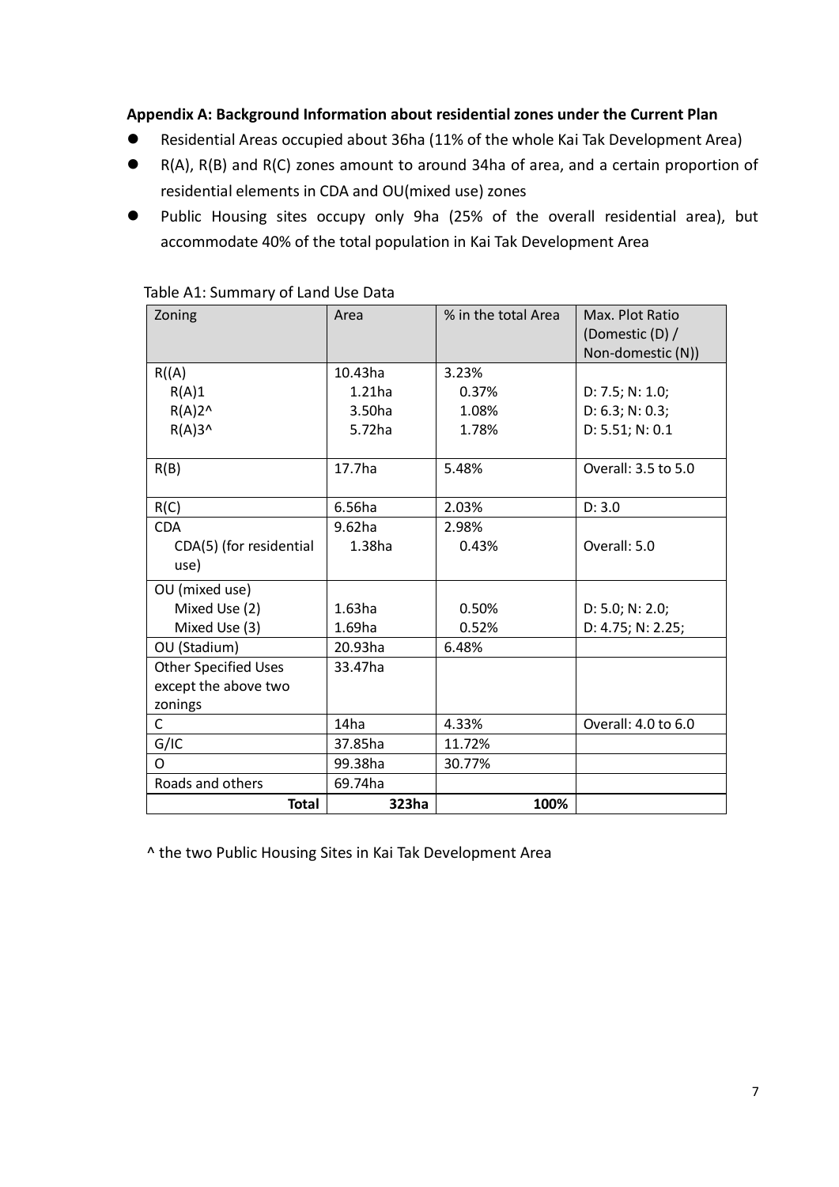**Appendix A: Background Information about residential zones under the Current Plan**

- Residential Areas occupied about 36ha (11% of the whole Kai Tak Development Area)
- R(A), R(B) and R(C) zones amount to around 34ha of area, and a certain proportion of residential elements in CDA and OU(mixed use) zones
- Public Housing sites occupy only 9ha (25% of the overall residential area), but accommodate 40% of the total population in Kai Tak Development Area

Table A1: Summary of Land Use Data

| Zoning | Area | % in the total Area | Max. Plot Ratio (Domestic (D) / Non-domestic (N)) |
|---|---|---|---|
| R((A) | 10.43ha | 3.23% | |
| R(A)1 | 1.21ha | 0.37% | D: 7.5; N: 1.0; |
| R(A)2^ | 3.50ha | 1.08% | D: 6.3; N: 0.3; |
| R(A)3^ | 5.72ha | 1.78% | D: 5.51; N: 0.1 |
| R(B) | 17.7ha | 5.48% | Overall: 3.5 to 5.0 |
| R(C) | 6.56ha | 2.03% | D: 3.0 |
| CDA | 9.62ha | 2.98% | |
| CDA(5) (for residential use) | 1.38ha | 0.43% | Overall: 5.0 |
| OU (mixed use) | | | |
| Mixed Use (2) | 1.63ha | 0.50% | D: 5.0; N: 2.0; |
| Mixed Use (3) | 1.69ha | 0.52% | D: 4.75; N: 2.25; |
| OU (Stadium) | 20.93ha | 6.48% | |
| Other Specified Uses except the above two zonings | 33.47ha | | |
| C | 14ha | 4.33% | Overall: 4.0 to 6.0 |
| G/IC | 37.85ha | 11.72% | |
| O | 99.38ha | 30.77% | |
| Roads and others | 69.74ha | | |
| **Total** | **323ha** | **100%** | |

^ the two Public Housing Sites in Kai Tak Development Area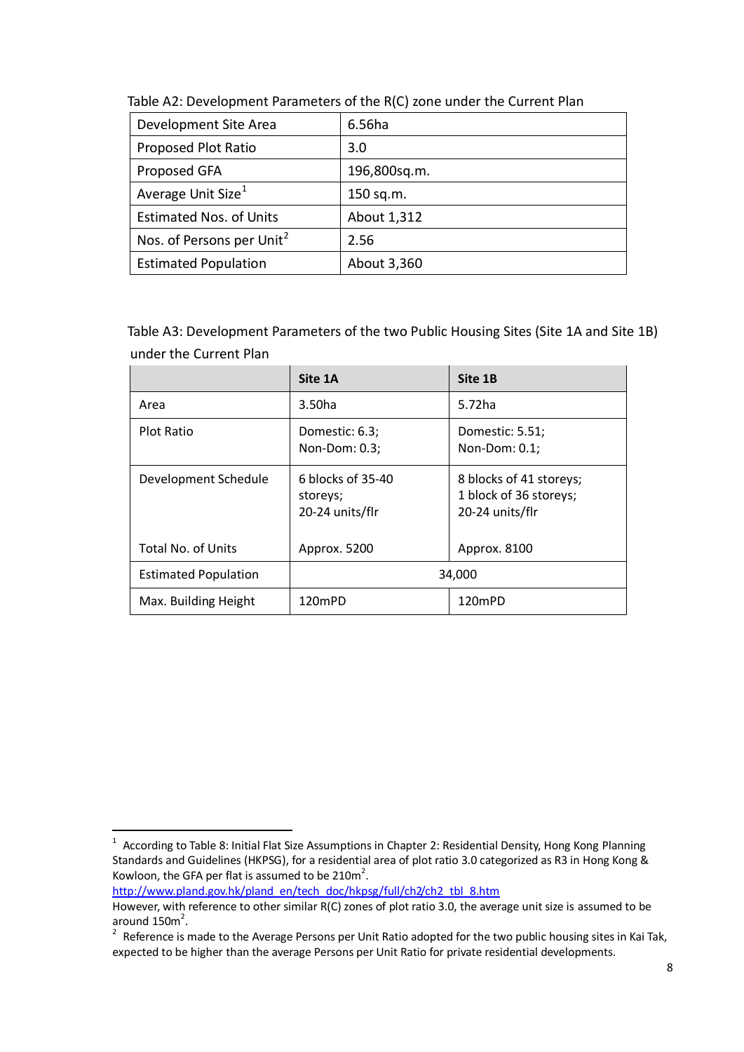Table A2: Development Parameters of the R(C) zone under the Current Plan

| Development Site Area | 6.56ha |
|---|---|
| Proposed Plot Ratio | 3.0 |
| Proposed GFA | 196,800sq.m. |
| Average Unit Size[1] | 150 sq.m. |
| Estimated Nos. of Units | About 1,312 |
| Nos. of Persons per Unit[2] | 2.56 |
| Estimated Population | About 3,360 |

Table A3: Development Parameters of the two Public Housing Sites (Site 1A and Site 1B) under the Current Plan

| | **Site 1A** | **Site 1B** |
|---|---|---|
| Area | 3.50ha | 5.72ha |
| Plot Ratio | Domestic: 6.3;<br>Non-Dom: 0.3; | Domestic: 5.51;<br>Non-Dom: 0.1; |
| Development Schedule<br><br>Total No. of Units | 6 blocks of 35-40 storeys;<br>20-24 units/flr<br><br>Approx. 5200 | 8 blocks of 41 storeys;<br>1 block of 36 storeys;<br>20-24 units/flr<br><br>Approx. 8100 |
| Estimated Population | 34,000 | |
| Max. Building Height | 120mPD | 120mPD |

---

[1] According to Table 8: Initial Flat Size Assumptions in Chapter 2: Residential Density, Hong Kong Planning Standards and Guidelines (HKPSG), for a residential area of plot ratio 3.0 categorized as R3 in Hong Kong & Kowloon, the GFA per flat is assumed to be 210m$^2$.
http://www.pland.gov.hk/pland_en/tech_doc/hkpsg/full/ch2/ch2_tbl_8.htm
However, with reference to other similar R(C) zones of plot ratio 3.0, the average unit size is assumed to be around 150m$^2$.

[2] Reference is made to the Average Persons per Unit Ratio adopted for the two public housing sites in Kai Tak, expected to be higher than the average Persons per Unit Ratio for private residential developments.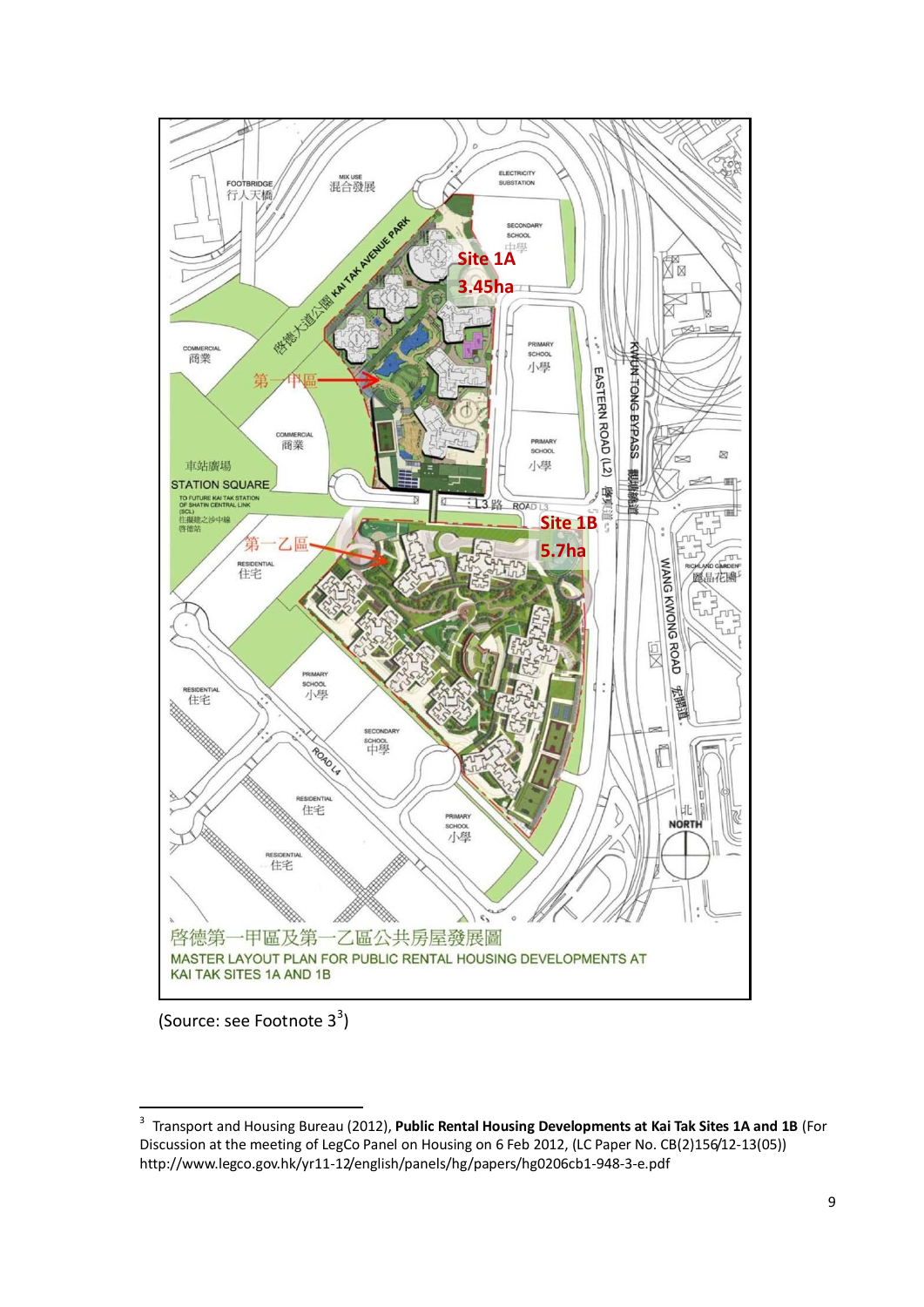(Source: see Footnote 3[3])

---

[3] Transport and Housing Bureau (2012), **Public Rental Housing Developments at Kai Tak Sites 1A and 1B** (For Discussion at the meeting of LegCo Panel on Housing on 6 Feb 2012, (LC Paper No. CB(2)156/12-13(05)) http://www.legco.gov.hk/yr11-12/english/panels/hg/papers/hg0206cb1-948-3-e.pdf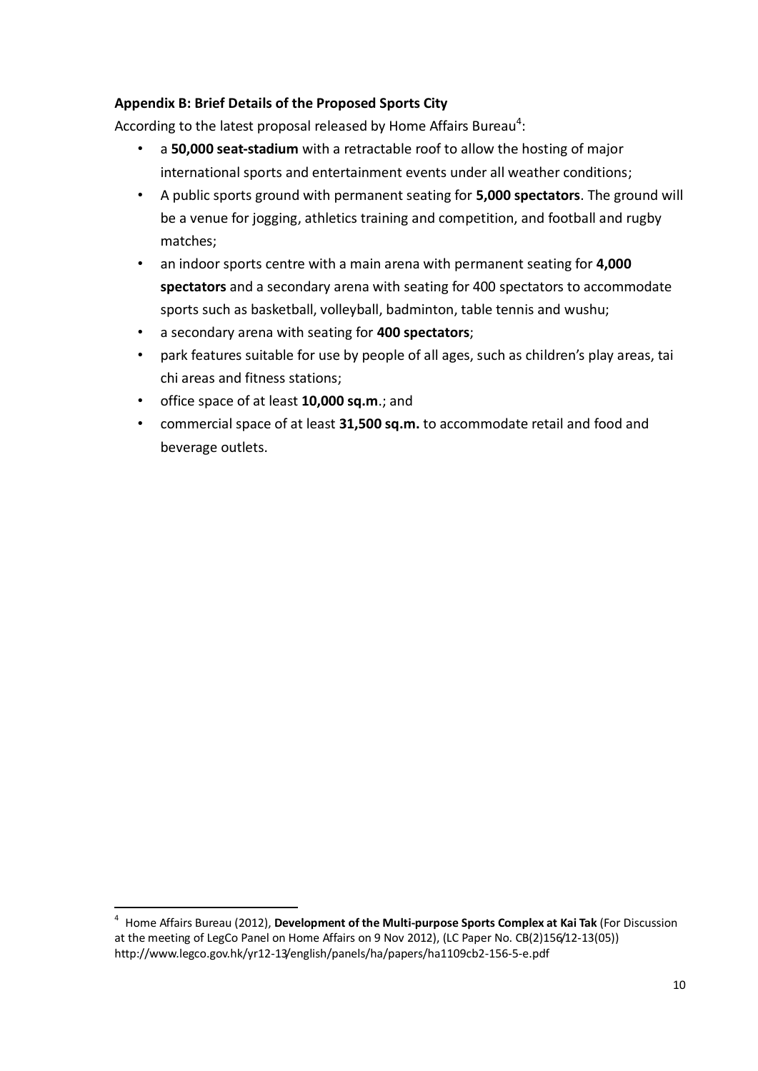**Appendix B: Brief Details of the Proposed Sports City**

According to the latest proposal released by Home Affairs Bureau[4]:

- a **50,000 seat-stadium** with a retractable roof to allow the hosting of major international sports and entertainment events under all weather conditions;
- A public sports ground with permanent seating for **5,000 spectators**. The ground will be a venue for jogging, athletics training and competition, and football and rugby matches;
- an indoor sports centre with a main arena with permanent seating for **4,000 spectators** and a secondary arena with seating for 400 spectators to accommodate sports such as basketball, volleyball, badminton, table tennis and wushu;
- a secondary arena with seating for **400 spectators**;
- park features suitable for use by people of all ages, such as children's play areas, tai chi areas and fitness stations;
- office space of at least **10,000 sq.m**.; and
- commercial space of at least **31,500 sq.m.** to accommodate retail and food and beverage outlets.

---

[4] Home Affairs Bureau (2012), **Development of the Multi-purpose Sports Complex at Kai Tak** (For Discussion at the meeting of LegCo Panel on Home Affairs on 9 Nov 2012), (LC Paper No. CB(2)156/12-13(05)) http://www.legco.gov.hk/yr12-13/english/panels/ha/papers/ha1109cb2-156-5-e.pdf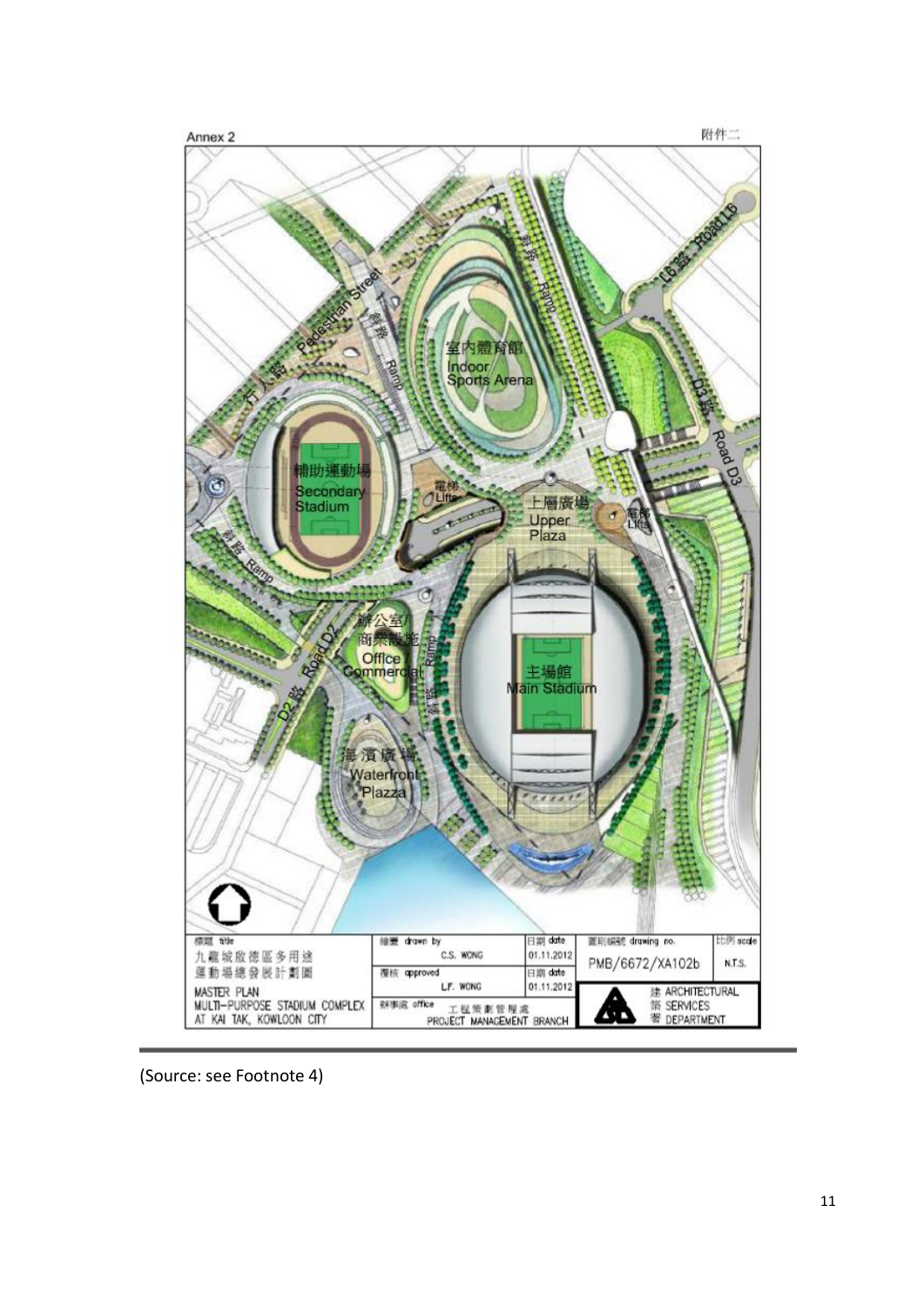Annex 2

附件二

標題 title
九龍城啟德區多用途運動場總發展計劃圖
MASTER PLAN
MULTI-PURPOSE STADIUM COMPLEX AT KAI TAK, KOWLOON CITY

繪圖 drawn by C.S. WONG
日期 date 01.11.2012
覆核 approved L.F. WONG
日期 date 01.11.2012
辦事處 office 工程策劃管理處 PROJECT MANAGEMENT BRANCH
圖則編號 drawing no. PMB/6672/XA102b
比例 scale N.T.S.
建築署 ARCHITECTURAL SERVICES DEPARTMENT

(Source: see Footnote 4)